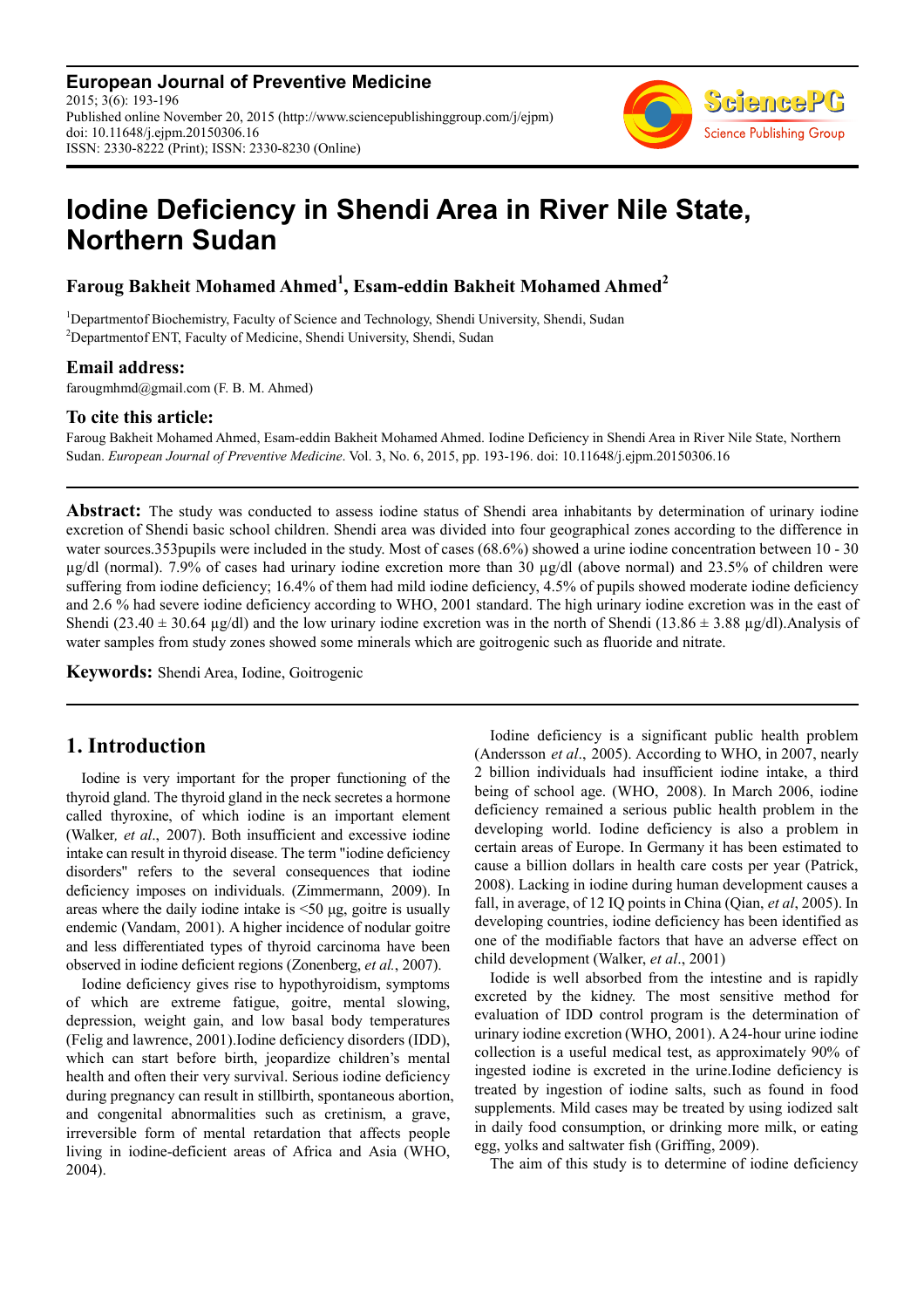**European Journal of Preventive Medicine**
2015; 3(6): 193-196
Published online November 20, 2015 (http://www.sciencepublishinggroup.com/j/ejpm)
doi: 10.11648/j.ejpm.20150306.16
ISSN: 2330-8222 (Print); ISSN: 2330-8230 (Online)

# Iodine Deficiency in Shendi Area in River Nile State, Northern Sudan

**Faroug Bakheit Mohamed Ahmed[1], Esam-eddin Bakheit Mohamed Ahmed[2]**

[1]Departmentof Biochemistry, Faculty of Science and Technology, Shendi University, Shendi, Sudan
[2]Departmentof ENT, Faculty of Medicine, Shendi University, Shendi, Sudan

### Email address:

farougmhmd@gmail.com (F. B. M. Ahmed)

### To cite this article:

Faroug Bakheit Mohamed Ahmed, Esam-eddin Bakheit Mohamed Ahmed. Iodine Deficiency in Shendi Area in River Nile State, Northern Sudan. *European Journal of Preventive Medicine*. Vol. 3, No. 6, 2015, pp. 193-196. doi: 10.11648/j.ejpm.20150306.16

---

**Abstract:** The study was conducted to assess iodine status of Shendi area inhabitants by determination of urinary iodine excretion of Shendi basic school children. Shendi area was divided into four geographical zones according to the difference in water sources.353pupils were included in the study. Most of cases (68.6%) showed a urine iodine concentration between 10 - 30 µg/dl (normal). 7.9% of cases had urinary iodine excretion more than 30 µg/dl (above normal) and 23.5% of children were suffering from iodine deficiency; 16.4% of them had mild iodine deficiency, 4.5% of pupils showed moderate iodine deficiency and 2.6 % had severe iodine deficiency according to WHO, 2001 standard. The high urinary iodine excretion was in the east of Shendi (23.40 ± 30.64 µg/dl) and the low urinary iodine excretion was in the north of Shendi (13.86 ± 3.88 µg/dl).Analysis of water samples from study zones showed some minerals which are goitrogenic such as fluoride and nitrate.

**Keywords:** Shendi Area, Iodine, Goitrogenic

---

## 1. Introduction

Iodine is very important for the proper functioning of the thyroid gland. The thyroid gland in the neck secretes a hormone called thyroxine, of which iodine is an important element (Walker*, et al*., 2007). Both insufficient and excessive iodine intake can result in thyroid disease. The term "iodine deficiency disorders" refers to the several consequences that iodine deficiency imposes on individuals. (Zimmermann, 2009). In areas where the daily iodine intake is <50 µg, goitre is usually endemic (Vandam, 2001). A higher incidence of nodular goitre and less differentiated types of thyroid carcinoma have been observed in iodine deficient regions (Zonenberg, *et al.*, 2007).

Iodine deficiency gives rise to hypothyroidism, symptoms of which are extreme fatigue, goitre, mental slowing, depression, weight gain, and low basal body temperatures (Felig and lawrence, 2001).Iodine deficiency disorders (IDD), which can start before birth, jeopardize children's mental health and often their very survival. Serious iodine deficiency during pregnancy can result in stillbirth, spontaneous abortion, and congenital abnormalities such as cretinism, a grave, irreversible form of mental retardation that affects people living in iodine-deficient areas of Africa and Asia (WHO, 2004).

Iodine deficiency is a significant public health problem (Andersson *et al*., 2005). According to WHO, in 2007, nearly 2 billion individuals had insufficient iodine intake, a third being of school age. (WHO, 2008). In March 2006, iodine deficiency remained a serious public health problem in the developing world. Iodine deficiency is also a problem in certain areas of Europe. In Germany it has been estimated to cause a billion dollars in health care costs per year (Patrick, 2008). Lacking in iodine during human development causes a fall, in average, of 12 IQ points in China (Qian, *et al*, 2005). In developing countries, iodine deficiency has been identified as one of the modifiable factors that have an adverse effect on child development (Walker, *et al*., 2001)

Iodide is well absorbed from the intestine and is rapidly excreted by the kidney. The most sensitive method for evaluation of IDD control program is the determination of urinary iodine excretion (WHO, 2001). A 24-hour urine iodine collection is a useful medical test, as approximately 90% of ingested iodine is excreted in the urine.Iodine deficiency is treated by ingestion of iodine salts, such as found in food supplements. Mild cases may be treated by using iodized salt in daily food consumption, or drinking more milk, or eating egg, yolks and saltwater fish (Griffing, 2009).

The aim of this study is to determine of iodine deficiency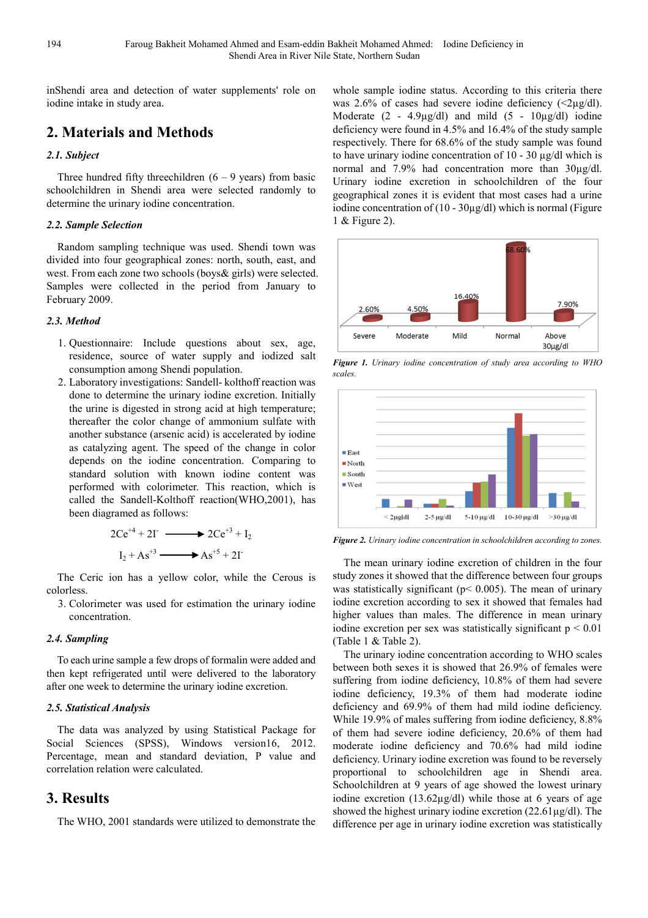inShendi area and detection of water supplements' role on iodine intake in study area.

## 2. Materials and Methods

### 2.1. Subject

Three hundred fifty threechildren (6 – 9 years) from basic schoolchildren in Shendi area were selected randomly to determine the urinary iodine concentration.

### 2.2. Sample Selection

Random sampling technique was used. Shendi town was divided into four geographical zones: north, south, east, and west. From each zone two schools (boys& girls) were selected. Samples were collected in the period from January to February 2009.

### 2.3. Method

1. Questionnaire: Include questions about sex, age, residence, source of water supply and iodized salt consumption among Shendi population.
2. Laboratory investigations: Sandell- kolthoff reaction was done to determine the urinary iodine excretion. Initially the urine is digested in strong acid at high temperature; thereafter the color change of ammonium sulfate with another substance (arsenic acid) is accelerated by iodine as catalyzing agent. The speed of the change in color depends on the iodine concentration. Comparing to standard solution with known iodine content was performed with colorimeter. This reaction, which is called the Sandell-Kolthoff reaction(WHO,2001), has been diagramed as follows:

$$2Ce^{+4} + 2I^{-} \longrightarrow 2Ce^{+3} + I_2$$

$$I_2 + As^{+3} \longrightarrow As^{+5} + 2I^{-}$$

The Ceric ion has a yellow color, while the Cerous is colorless.

3. Colorimeter was used for estimation the urinary iodine concentration.

### 2.4. Sampling

To each urine sample a few drops of formalin were added and then kept refrigerated until were delivered to the laboratory after one week to determine the urinary iodine excretion.

### 2.5. Statistical Analysis

The data was analyzed by using Statistical Package for Social Sciences (SPSS), Windows version16, 2012. Percentage, mean and standard deviation, P value and correlation relation were calculated.

## 3. Results

The WHO, 2001 standards were utilized to demonstrate the whole sample iodine status. According to this criteria there was 2.6% of cases had severe iodine deficiency (<2µg/dl). Moderate (2 - 4.9µg/dl) and mild (5 - 10µg/dl) iodine deficiency were found in 4.5% and 16.4% of the study sample respectively. There for 68.6% of the study sample was found to have urinary iodine concentration of 10 - 30 µg/dl which is normal and 7.9% had concentration more than 30µg/dl. Urinary iodine excretion in schoolchildren of the four geographical zones it is evident that most cases had a urine iodine concentration of (10 - 30µg/dl) which is normal (Figure 1 & Figure 2).

*Figure 1. Urinary iodine concentration of study area according to WHO scales.*

*Figure 2. Urinary iodine concentration in schoolchildren according to zones.*

The mean urinary iodine excretion of children in the four study zones it showed that the difference between four groups was statistically significant ($p < 0.005$). The mean of urinary iodine excretion according to sex it showed that females had higher values than males. The difference in mean urinary iodine excretion per sex was statistically significant $p < 0.01$ (Table 1 & Table 2).

The urinary iodine concentration according to WHO scales between both sexes it is showed that 26.9% of females were suffering from iodine deficiency, 10.8% of them had severe iodine deficiency, 19.3% of them had moderate iodine deficiency and 69.9% of them had mild iodine deficiency. While 19.9% of males suffering from iodine deficiency, 8.8% of them had severe iodine deficiency, 20.6% of them had moderate iodine deficiency and 70.6% had mild iodine deficiency. Urinary iodine excretion was found to be reversely proportional to schoolchildren age in Shendi area. Schoolchildren at 9 years of age showed the lowest urinary iodine excretion (13.62µg/dl) while those at 6 years of age showed the highest urinary iodine excretion (22.61µg/dl). The difference per age in urinary iodine excretion was statistically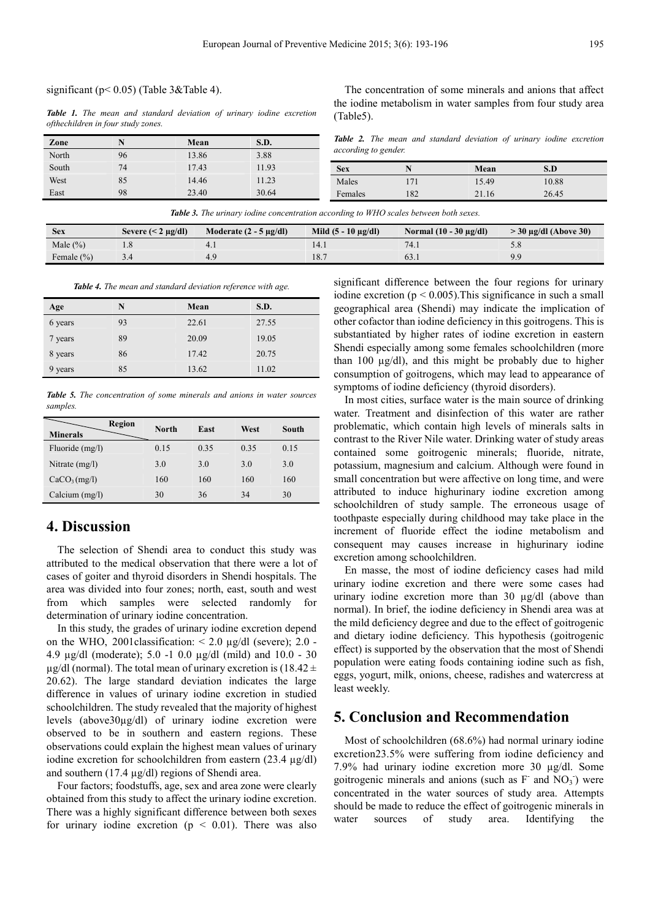significant (p< 0.05) (Table 3&Table 4).

***Table 1.*** *The mean and standard deviation of urinary iodine excretion ofthechildren in four study zones.*

| Zone | N | Mean | S.D. |
|---|---|---|---|
| North | 96 | 13.86 | 3.88 |
| South | 74 | 17.43 | 11.93 |
| West | 85 | 14.46 | 11.23 |
| East | 98 | 23.40 | 30.64 |

The concentration of some minerals and anions that affect the iodine metabolism in water samples from four study area (Table5).

***Table 2.*** *The mean and standard deviation of urinary iodine excretion according to gender.*

| Sex | N | Mean | S.D |
|---|---|---|---|
| Males | 171 | 15.49 | 10.88 |
| Females | 182 | 21.16 | 26.45 |

***Table 3.*** *The urinary iodine concentration according to WHO scales between both sexes.*

| Sex | Severe (< 2 µg/dl) | Moderate (2 - 5 µg/dl) | Mild (5 - 10 µg/dl) | Normal (10 - 30 µg/dl) | > 30 µg/dl (Above 30) |
|---|---|---|---|---|---|
| Male (%) | 1.8 | 4.1 | 14.1 | 74.1 | 5.8 |
| Female (%) | 3.4 | 4.9 | 18.7 | 63.1 | 9.9 |

***Table 4.*** *The mean and standard deviation reference with age.*

| Age | N | Mean | S.D. |
|---|---|---|---|
| 6 years | 93 | 22.61 | 27.55 |
| 7 years | 89 | 20.09 | 19.05 |
| 8 years | 86 | 17.42 | 20.75 |
| 9 years | 85 | 13.62 | 11.02 |

***Table 5.*** *The concentration of some minerals and anions in water sources samples.*

| Minerals / Region | North | East | West | South |
|---|---|---|---|---|
| Fluoride (mg/l) | 0.15 | 0.35 | 0.35 | 0.15 |
| Nitrate (mg/l) | 3.0 | 3.0 | 3.0 | 3.0 |
| $CaCO_3$ (mg/l) | 160 | 160 | 160 | 160 |
| Calcium (mg/l) | 30 | 36 | 34 | 30 |

# 4. Discussion

The selection of Shendi area to conduct this study was attributed to the medical observation that there were a lot of cases of goiter and thyroid disorders in Shendi hospitals. The area was divided into four zones; north, east, south and west from which samples were selected randomly for determination of urinary iodine concentration.

In this study, the grades of urinary iodine excretion depend on the WHO, 2001classification: < 2.0 µg/dl (severe); 2.0 - 4.9 µg/dl (moderate); 5.0 -1 0.0 µg/dl (mild) and 10.0 - 30 µg/dl (normal). The total mean of urinary excretion is (18.42 ± 20.62). The large standard deviation indicates the large difference in values of urinary iodine excretion in studied schoolchildren. The study revealed that the majority of highest levels (above30µg/dl) of urinary iodine excretion were observed to be in southern and eastern regions. These observations could explain the highest mean values of urinary iodine excretion for schoolchildren from eastern (23.4 µg/dl) and southern (17.4 µg/dl) regions of Shendi area.

Four factors; foodstuffs, age, sex and area zone were clearly obtained from this study to affect the urinary iodine excretion. There was a highly significant difference between both sexes for urinary iodine excretion ($p < 0.01$). There was also significant difference between the four regions for urinary iodine excretion ($p < 0.005$).This significance in such a small geographical area (Shendi) may indicate the implication of other cofactor than iodine deficiency in this goitrogens. This is substantiated by higher rates of iodine excretion in eastern Shendi especially among some females schoolchildren (more than 100 µg/dl), and this might be probably due to higher consumption of goitrogens, which may lead to appearance of symptoms of iodine deficiency (thyroid disorders).

In most cities, surface water is the main source of drinking water. Treatment and disinfection of this water are rather problematic, which contain high levels of minerals salts in contrast to the River Nile water. Drinking water of study areas contained some goitrogenic minerals; fluoride, nitrate, potassium, magnesium and calcium. Although were found in small concentration but were affective on long time, and were attributed to induce highurinary iodine excretion among schoolchildren of study sample. The erroneous usage of toothpaste especially during childhood may take place in the increment of fluoride effect the iodine metabolism and consequent may causes increase in highurinary iodine excretion among schoolchildren.

En masse, the most of iodine deficiency cases had mild urinary iodine excretion and there were some cases had urinary iodine excretion more than 30 µg/dl (above than normal). In brief, the iodine deficiency in Shendi area was at the mild deficiency degree and due to the effect of goitrogenic and dietary iodine deficiency. This hypothesis (goitrogenic effect) is supported by the observation that the most of Shendi population were eating foods containing iodine such as fish, eggs, yogurt, milk, onions, cheese, radishes and watercress at least weekly.

# 5. Conclusion and Recommendation

Most of schoolchildren (68.6%) had normal urinary iodine excretion23.5% were suffering from iodine deficiency and 7.9% had urinary iodine excretion more 30 µg/dl. Some goitrogenic minerals and anions (such as $F^-$ and $NO_3^-$) were concentrated in the water sources of study area. Attempts should be made to reduce the effect of goitrogenic minerals in water sources of study area. Identifying the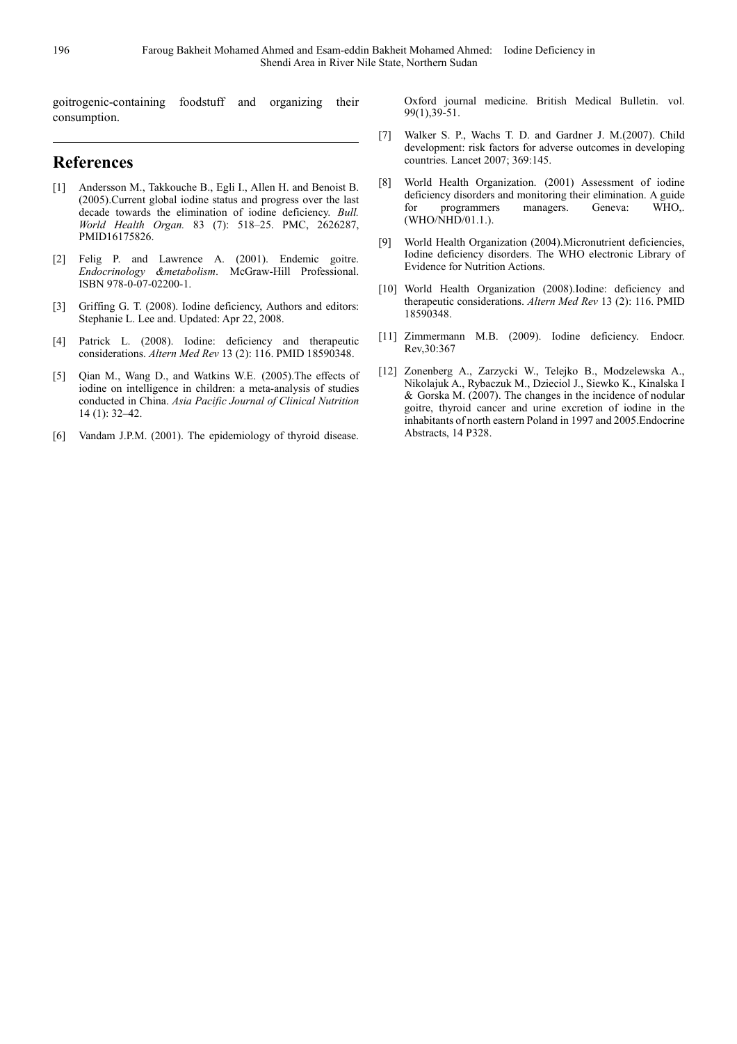goitrogenic-containing foodstuff and organizing their consumption.

## References

[1] Andersson M., Takkouche B., Egli I., Allen H. and Benoist B. (2005).Current global iodine status and progress over the last decade towards the elimination of iodine deficiency. *Bull. World Health Organ.* 83 (7): 518–25. PMC, 2626287, PMID16175826.

[2] Felig P. and Lawrence A. (2001). Endemic goitre. *Endocrinology &metabolism*. McGraw-Hill Professional. ISBN 978-0-07-02200-1.

[3] Griffing G. T. (2008). Iodine deficiency, Authors and editors: Stephanie L. Lee and. Updated: Apr 22, 2008.

[4] Patrick L. (2008). Iodine: deficiency and therapeutic considerations. *Altern Med Rev* 13 (2): 116. PMID 18590348.

[5] Qian M., Wang D., and Watkins W.E. (2005).The effects of iodine on intelligence in children: a meta-analysis of studies conducted in China. *Asia Pacific Journal of Clinical Nutrition* 14 (1): 32–42.

[6] Vandam J.P.M. (2001). The epidemiology of thyroid disease. Oxford journal medicine. British Medical Bulletin. vol. 99(1),39-51.

[7] Walker S. P., Wachs T. D. and Gardner J. M.(2007). Child development: risk factors for adverse outcomes in developing countries. Lancet 2007; 369:145.

[8] World Health Organization. (2001) Assessment of iodine deficiency disorders and monitoring their elimination. A guide for programmers managers. Geneva: WHO,. (WHO/NHD/01.1.).

[9] World Health Organization (2004).Micronutrient deficiencies, Iodine deficiency disorders. The WHO electronic Library of Evidence for Nutrition Actions.

[10] World Health Organization (2008).Iodine: deficiency and therapeutic considerations. *Altern Med Rev* 13 (2): 116. PMID 18590348.

[11] Zimmermann M.B. (2009). Iodine deficiency. Endocr. Rev,30:367

[12] Zonenberg A., Zarzycki W., Telejko B., Modzelewska A., Nikolajuk A., Rybaczuk M., Dzieciol J., Siewko K., Kinalska I & Gorska M. (2007). The changes in the incidence of nodular goitre, thyroid cancer and urine excretion of iodine in the inhabitants of north eastern Poland in 1997 and 2005.Endocrine Abstracts, 14 P328.